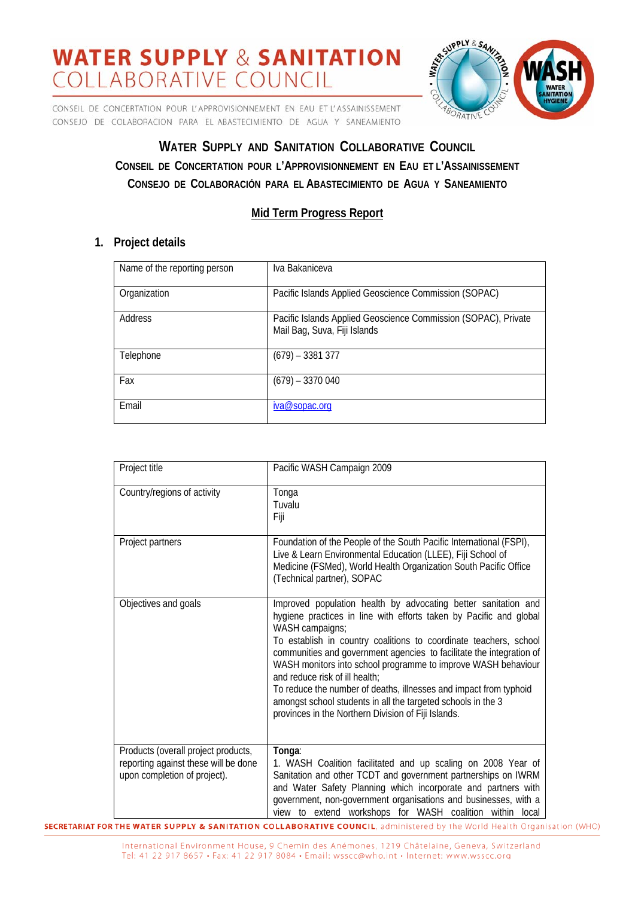# WATER SUPPLY & SANITATION COLLABORATIVE COUNCIL

CONSEIL DE CONCERTATION POUR L'APPROVISIONNEMENT EN EAU ET L'ASSAINISSEMENT
CONSEJO DE COLABORACION PARA EL ABASTECIMIENTO DE AGUA Y SANEAMIENTO

## WATER SUPPLY AND SANITATION COLLABORATIVE COUNCIL
## CONSEIL DE CONCERTATION POUR L'APPROVISIONNEMENT EN EAU ET L'ASSAINISSEMENT
## CONSEJO DE COLABORACIÓN PARA EL ABASTECIMIENTO DE AGUA Y SANEAMIENTO

## Mid Term Progress Report

### 1. Project details

| | |
|---|---|
| Name of the reporting person | Iva Bakaniceva |
| Organization | Pacific Islands Applied Geoscience Commission (SOPAC) |
| Address | Pacific Islands Applied Geoscience Commission (SOPAC), Private Mail Bag, Suva, Fiji Islands |
| Telephone | (679) – 3381 377 |
| Fax | (679) – 3370 040 |
| Email | iva@sopac.org |

| | |
|---|---|
| Project title | Pacific WASH Campaign 2009 |
| Country/regions of activity | Tonga<br>Tuvalu<br>Fiji |
| Project partners | Foundation of the People of the South Pacific International (FSPI), Live & Learn Environmental Education (LLEE), Fiji School of Medicine (FSMed), World Health Organization South Pacific Office (Technical partner), SOPAC |
| Objectives and goals | Improved population health by advocating better sanitation and hygiene practices in line with efforts taken by Pacific and global WASH campaigns;<br>To establish in country coalitions to coordinate teachers, school communities and government agencies to facilitate the integration of WASH monitors into school programme to improve WASH behaviour and reduce risk of ill health;<br>To reduce the number of deaths, illnesses and impact from typhoid amongst school students in all the targeted schools in the 3 provinces in the Northern Division of Fiji Islands. |
| Products (overall project products, reporting against these will be done upon completion of project). | **Tonga**:<br>1. WASH Coalition facilitated and up scaling on 2008 Year of Sanitation and other TCDT and government partnerships on IWRM and Water Safety Planning which incorporate and partners with government, non-government organisations and businesses, with a view to extend workshops for WASH coalition within local |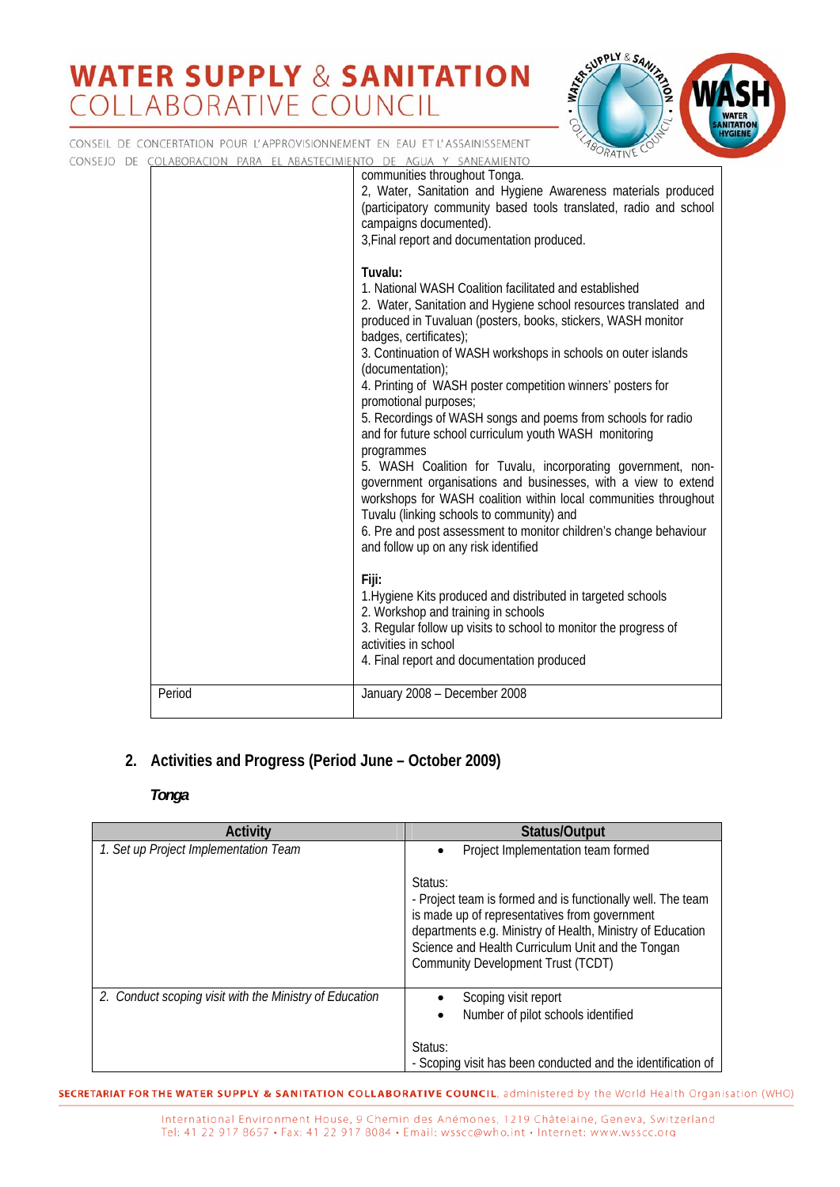| | |
|---|---|
| | communities throughout Tonga.<br>2, Water, Sanitation and Hygiene Awareness materials produced (participatory community based tools translated, radio and school campaigns documented).<br>3,Final report and documentation produced.<br><br>**Tuvalu:**<br>1. National WASH Coalition facilitated and established<br>2. Water, Sanitation and Hygiene school resources translated and produced in Tuvaluan (posters, books, stickers, WASH monitor badges, certificates);<br>3. Continuation of WASH workshops in schools on outer islands (documentation);<br>4. Printing of WASH poster competition winners' posters for promotional purposes;<br>5. Recordings of WASH songs and poems from schools for radio and for future school curriculum youth WASH monitoring programmes<br>5. WASH Coalition for Tuvalu, incorporating government, non-government organisations and businesses, with a view to extend workshops for WASH coalition within local communities throughout Tuvalu (linking schools to community) and<br>6. Pre and post assessment to monitor children's change behaviour and follow up on any risk identified<br><br>**Fiji:**<br>1.Hygiene Kits produced and distributed in targeted schools<br>2. Workshop and training in schools<br>3. Regular follow up visits to school to monitor the progress of activities in school<br>4. Final report and documentation produced |
| Period | January 2008 – December 2008 |

## 2. Activities and Progress (Period June – October 2009)

***Tonga***

| Activity | Status/Output |
|---|---|
| *1. Set up Project Implementation Team* | • Project Implementation team formed<br><br>Status:<br>- Project team is formed and is functionally well. The team is made up of representatives from government departments e.g. Ministry of Health, Ministry of Education Science and Health Curriculum Unit and the Tongan Community Development Trust (TCDT) |
| *2. Conduct scoping visit with the Ministry of Education* | • Scoping visit report<br>• Number of pilot schools identified<br><br>Status:<br>- Scoping visit has been conducted and the identification of |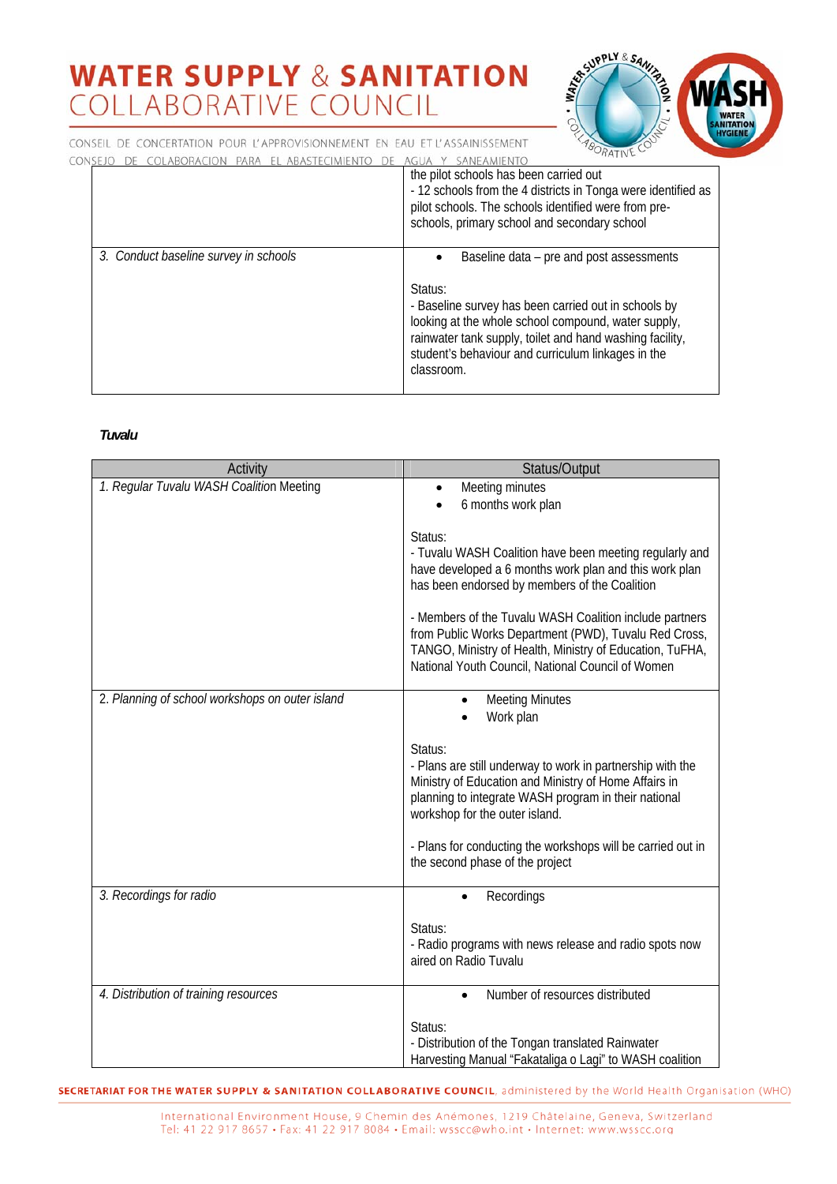| | |
|---|---|
| | the pilot schools has been carried out<br>- 12 schools from the 4 districts in Tonga were identified as pilot schools. The schools identified were from pre-schools, primary school and secondary school |
| *3. Conduct baseline survey in schools* | • Baseline data – pre and post assessments<br><br>Status:<br>- Baseline survey has been carried out in schools by looking at the whole school compound, water supply, rainwater tank supply, toilet and hand washing facility, student's behaviour and curriculum linkages in the classroom. |

***Tuvalu***

| Activity | Status/Output |
|---|---|
| *1. Regular Tuvalu WASH Coalition* Meeting | • Meeting minutes<br>• 6 months work plan<br><br>Status:<br>- Tuvalu WASH Coalition have been meeting regularly and have developed a 6 months work plan and this work plan has been endorsed by members of the Coalition<br><br>- Members of the Tuvalu WASH Coalition include partners from Public Works Department (PWD), Tuvalu Red Cross, TANGO, Ministry of Health, Ministry of Education, TuFHA, National Youth Council, National Council of Women |
| *2. Planning of school workshops on outer island* | • Meeting Minutes<br>• Work plan<br><br>Status:<br>- Plans are still underway to work in partnership with the Ministry of Education and Ministry of Home Affairs in planning to integrate WASH program in their national workshop for the outer island.<br><br>- Plans for conducting the workshops will be carried out in the second phase of the project |
| *3. Recordings for radio* | • Recordings<br><br>Status:<br>- Radio programs with news release and radio spots now aired on Radio Tuvalu |
| *4. Distribution of training resources* | • Number of resources distributed<br><br>Status:<br>- Distribution of the Tongan translated Rainwater Harvesting Manual "Fakataliga o Lagi" to WASH coalition |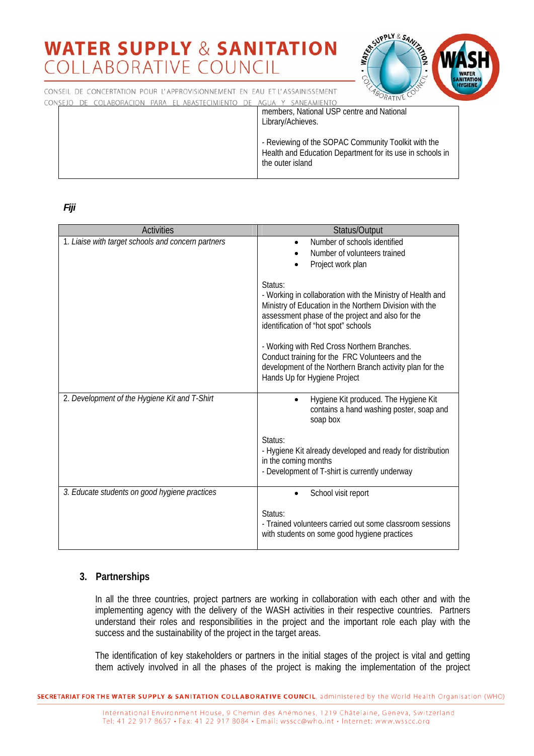| | |
|---|---|
| | members, National USP centre and National Library/Achieves.<br><br>- Reviewing of the SOPAC Community Toolkit with the Health and Education Department for its use in schools in the outer island |

***Fiji***

| Activities | Status/Output |
|---|---|
| 1. *Liaise with target schools and concern partners* | • Number of schools identified<br>• Number of volunteers trained<br>• Project work plan<br><br>Status:<br>- Working in collaboration with the Ministry of Health and Ministry of Education in the Northern Division with the assessment phase of the project and also for the identification of "hot spot" schools<br><br>- Working with Red Cross Northern Branches. Conduct training for the FRC Volunteers and the development of the Northern Branch activity plan for the Hands Up for Hygiene Project |
| 2. *Development of the Hygiene Kit and T-Shirt* | • Hygiene Kit produced. The Hygiene Kit contains a hand washing poster, soap and soap box<br><br>Status:<br>- Hygiene Kit already developed and ready for distribution in the coming months<br>- Development of T-shirt is currently underway |
| 3. *Educate students on good hygiene practices* | • School visit report<br><br>Status:<br>- Trained volunteers carried out some classroom sessions with students on some good hygiene practices |

## 3. Partnerships

In all the three countries, project partners are working in collaboration with each other and with the implementing agency with the delivery of the WASH activities in their respective countries. Partners understand their roles and responsibilities in the project and the important role each play with the success and the sustainability of the project in the target areas.

The identification of key stakeholders or partners in the initial stages of the project is vital and getting them actively involved in all the phases of the project is making the implementation of the project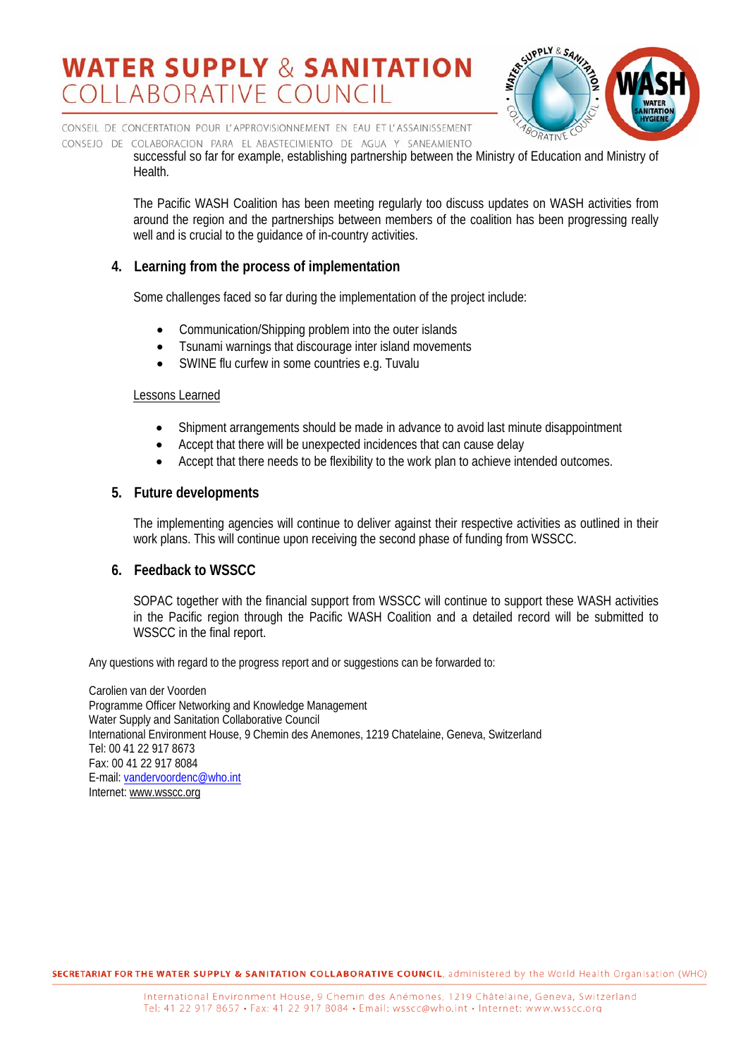successful so far for example, establishing partnership between the Ministry of Education and Ministry of Health.

The Pacific WASH Coalition has been meeting regularly too discuss updates on WASH activities from around the region and the partnerships between members of the coalition has been progressing really well and is crucial to the guidance of in-country activities.

## 4. Learning from the process of implementation

Some challenges faced so far during the implementation of the project include:

- Communication/Shipping problem into the outer islands
- Tsunami warnings that discourage inter island movements
- SWINE flu curfew in some countries e.g. Tuvalu

Lessons Learned

- Shipment arrangements should be made in advance to avoid last minute disappointment
- Accept that there will be unexpected incidences that can cause delay
- Accept that there needs to be flexibility to the work plan to achieve intended outcomes.

## 5. Future developments

The implementing agencies will continue to deliver against their respective activities as outlined in their work plans. This will continue upon receiving the second phase of funding from WSSCC.

## 6. Feedback to WSSCC

SOPAC together with the financial support from WSSCC will continue to support these WASH activities in the Pacific region through the Pacific WASH Coalition and a detailed record will be submitted to WSSCC in the final report.

Any questions with regard to the progress report and or suggestions can be forwarded to:

Carolien van der Voorden
Programme Officer Networking and Knowledge Management
Water Supply and Sanitation Collaborative Council
International Environment House, 9 Chemin des Anemones, 1219 Chatelaine, Geneva, Switzerland
Tel: 00 41 22 917 8673
Fax: 00 41 22 917 8084
E-mail: vandervoordenc@who.int
Internet: www.wsscc.org